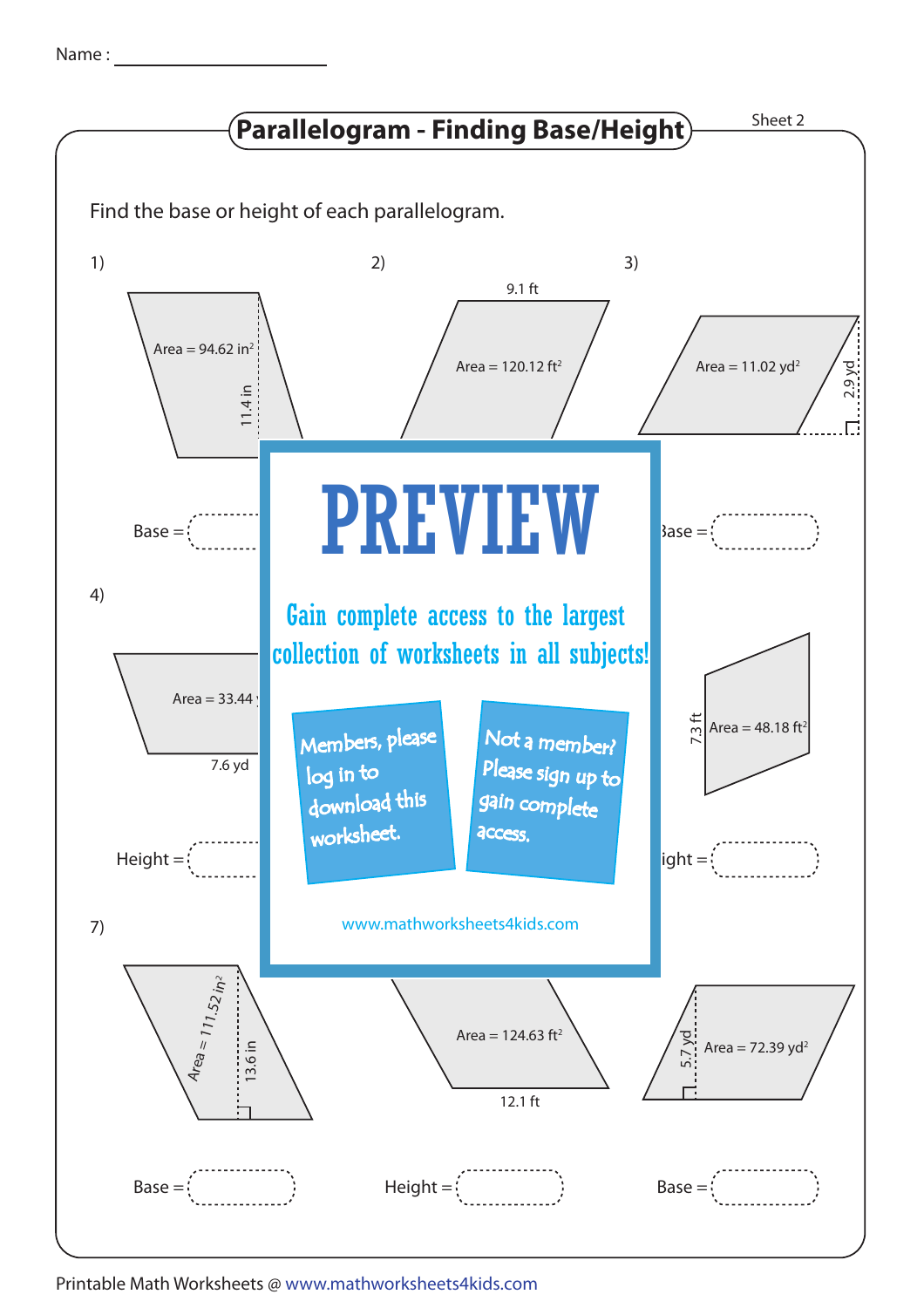Name : ____________________

# Parallelogram - Finding Base/Height

Sheet 2

Find the base or height of each parallelogram.

1)

Area = 94.62 $in^2$

11.4 in

Base =

2)

9.1 ft

Area = 120.12 $ft^2$

3)

Area = 11.02 $yd^2$

2.9 yd

Base =

4)

Area = 33.44

7.6 yd

Height =

Area = 48.18 $ft^2$

7.3 ft

Height =

PREVIEW

Gain complete access to the largest collection of worksheets in all subjects!

Members, please log in to download this worksheet.

Not a member? Please sign up to gain complete access.

www.mathworksheets4kids.com

7)

Area = 111.52 $in^2$

13.6 in

Base =

Area = 124.63 $ft^2$

12.1 ft

Height =

5.7 yd

Area = 72.39 $yd^2$

Base =

Printable Math Worksheets @ www.mathworksheets4kids.com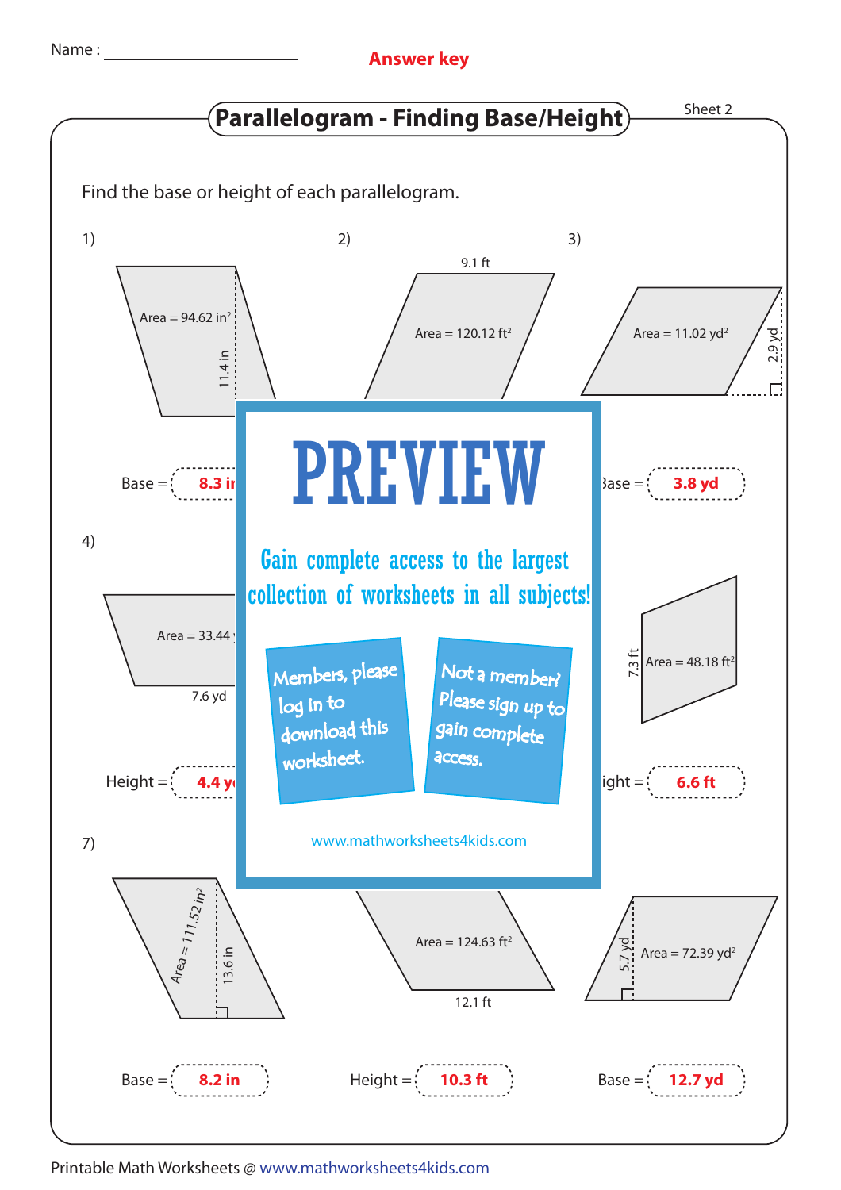Name :

**Answer key**

# Parallelogram - Finding Base/Height

Sheet 2

Find the base or height of each parallelogram.

1)

Area = 94.62 in$^2$

11.4 in

Base = 8.3 in

2)

9.1 ft

Area = 120.12 ft$^2$

3)

Area = 11.02 yd$^2$

2.9 yd

Base = 3.8 yd

PREVIEW

Gain complete access to the largest collection of worksheets in all subjects!

Members, please log in to download this worksheet.

Not a member? Please sign up to gain complete access.

www.mathworksheets4kids.com

4)

Area = 33.44 y

7.6 yd

Height = 4.4 y

7.3 ft

Area = 48.18 ft$^2$

ight = 6.6 ft

7)

Area = 111.52 in$^2$

13.6 in

Base = 8.2 in

Area = 124.63 ft$^2$

12.1 ft

Height = 10.3 ft

5.7 yd

Area = 72.39 yd$^2$

Base = 12.7 yd

Printable Math Worksheets @ www.mathworksheets4kids.com